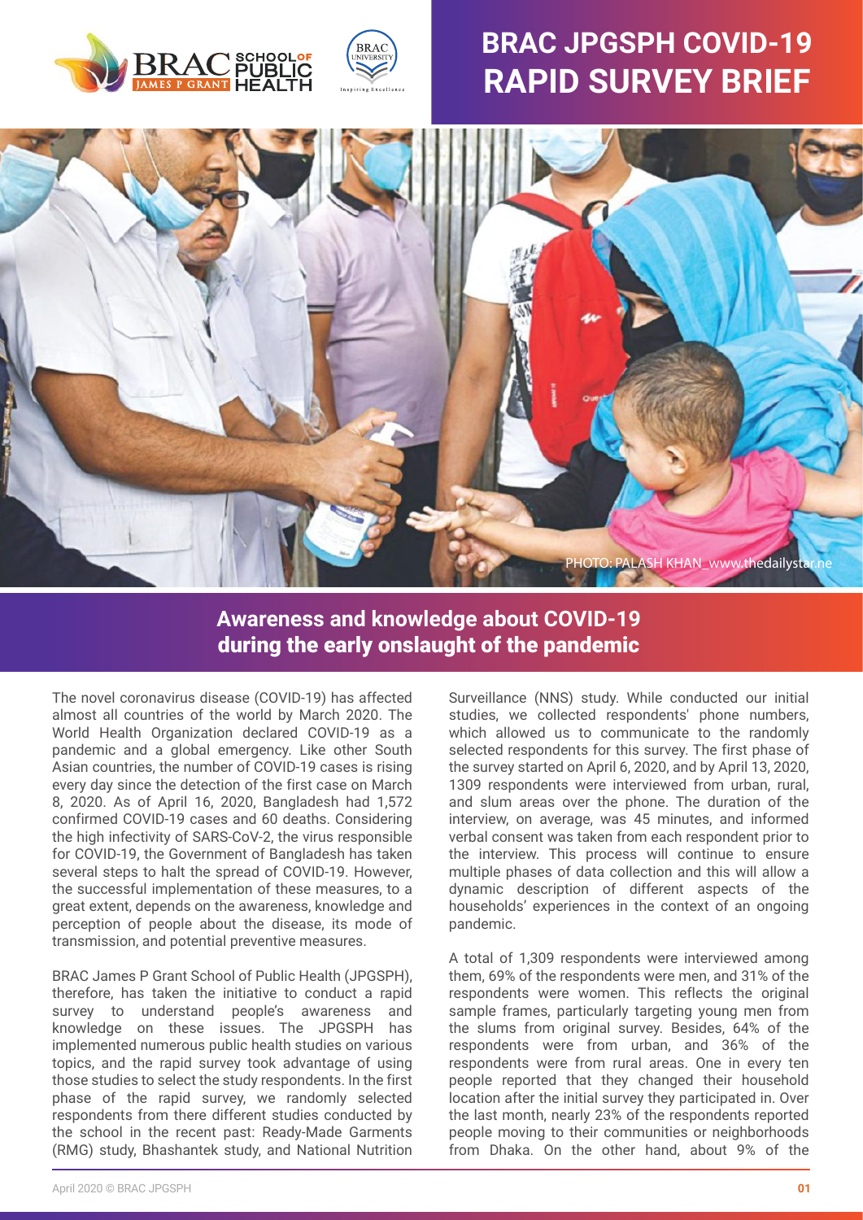# BRAC JPGSPH COVID-19 RAPID SURVEY BRIEF

PHOTO: PALASH KHAN_www.thedailystar.ne

## Awareness and knowledge about COVID-19 during the early onslaught of the pandemic

The novel coronavirus disease (COVID-19) has affected almost all countries of the world by March 2020. The World Health Organization declared COVID-19 as a pandemic and a global emergency. Like other South Asian countries, the number of COVID-19 cases is rising every day since the detection of the first case on March 8, 2020. As of April 16, 2020, Bangladesh had 1,572 confirmed COVID-19 cases and 60 deaths. Considering the high infectivity of SARS-CoV-2, the virus responsible for COVID-19, the Government of Bangladesh has taken several steps to halt the spread of COVID-19. However, the successful implementation of these measures, to a great extent, depends on the awareness, knowledge and perception of people about the disease, its mode of transmission, and potential preventive measures.

BRAC James P Grant School of Public Health (JPGSPH), therefore, has taken the initiative to conduct a rapid survey to understand people's awareness and knowledge on these issues. The JPGSPH has implemented numerous public health studies on various topics, and the rapid survey took advantage of using those studies to select the study respondents. In the first phase of the rapid survey, we randomly selected respondents from there different studies conducted by the school in the recent past: Ready-Made Garments (RMG) study, Bhashantek study, and National Nutrition Surveillance (NNS) study. While conducted our initial studies, we collected respondents' phone numbers, which allowed us to communicate to the randomly selected respondents for this survey. The first phase of the survey started on April 6, 2020, and by April 13, 2020, 1309 respondents were interviewed from urban, rural, and slum areas over the phone. The duration of the interview, on average, was 45 minutes, and informed verbal consent was taken from each respondent prior to the interview. This process will continue to ensure multiple phases of data collection and this will allow a dynamic description of different aspects of the households' experiences in the context of an ongoing pandemic.

A total of 1,309 respondents were interviewed among them, 69% of the respondents were men, and 31% of the respondents were women. This reflects the original sample frames, particularly targeting young men from the slums from original survey. Besides, 64% of the respondents were from urban, and 36% of the respondents were from rural areas. One in every ten people reported that they changed their household location after the initial survey they participated in. Over the last month, nearly 23% of the respondents reported people moving to their communities or neighborhoods from Dhaka. On the other hand, about 9% of the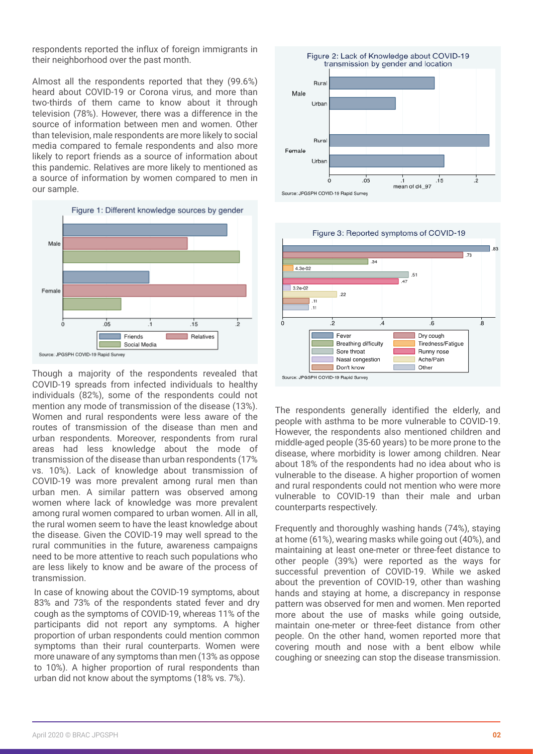respondents reported the influx of foreign immigrants in their neighborhood over the past month.

Almost all the respondents reported that they (99.6%) heard about COVID-19 or Corona virus, and more than two-thirds of them came to know about it through television (78%). However, there was a difference in the source of information between men and women. Other than television, male respondents are more likely to social media compared to female respondents and also more likely to report friends as a source of information about this pandemic. Relatives are more likely to mentioned as a source of information by women compared to men in our sample.

Figure 1: Different knowledge sources by gender

Source: JPGSPH COVID-19 Rapid Survey

Though a majority of the respondents revealed that COVID-19 spreads from infected individuals to healthy individuals (82%), some of the respondents could not mention any mode of transmission of the disease (13%). Women and rural respondents were less aware of the routes of transmission of the disease than men and urban respondents. Moreover, respondents from rural areas had less knowledge about the mode of transmission of the disease than urban respondents (17% vs. 10%). Lack of knowledge about transmission of COVID-19 was more prevalent among rural men than urban men. A similar pattern was observed among women where lack of knowledge was more prevalent among rural women compared to urban women. All in all, the rural women seem to have the least knowledge about the disease. Given the COVID-19 may well spread to the rural communities in the future, awareness campaigns need to be more attentive to reach such populations who are less likely to know and be aware of the process of transmission.

In case of knowing about the COVID-19 symptoms, about 83% and 73% of the respondents stated fever and dry cough as the symptoms of COVID-19, whereas 11% of the participants did not report any symptoms. A higher proportion of urban respondents could mention common symptoms than their rural counterparts. Women were more unaware of any symptoms than men (13% as oppose to 10%). A higher proportion of rural respondents than urban did not know about the symptoms (18% vs. 7%).

Figure 2: Lack of Knowledge about COVID-19 transmission by gender and location

Source: JPGSPH COVID-19 Rapid Survey

Figure 3: Reported symptoms of COVID-19

Source: JPGSPH COVID-19 Rapid Survey

The respondents generally identified the elderly, and people with asthma to be more vulnerable to COVID-19. However, the respondents also mentioned children and middle-aged people (35-60 years) to be more prone to the disease, where morbidity is lower among children. Near about 18% of the respondents had no idea about who is vulnerable to the disease. A higher proportion of women and rural respondents could not mention who were more vulnerable to COVID-19 than their male and urban counterparts respectively.

Frequently and thoroughly washing hands (74%), staying at home (61%), wearing masks while going out (40%), and maintaining at least one-meter or three-feet distance to other people (39%) were reported as the ways for successful prevention of COVID-19. While we asked about the prevention of COVID-19, other than washing hands and staying at home, a discrepancy in response pattern was observed for men and women. Men reported more about the use of masks while going outside, maintain one-meter or three-feet distance from other people. On the other hand, women reported more that covering mouth and nose with a bent elbow while coughing or sneezing can stop the disease transmission.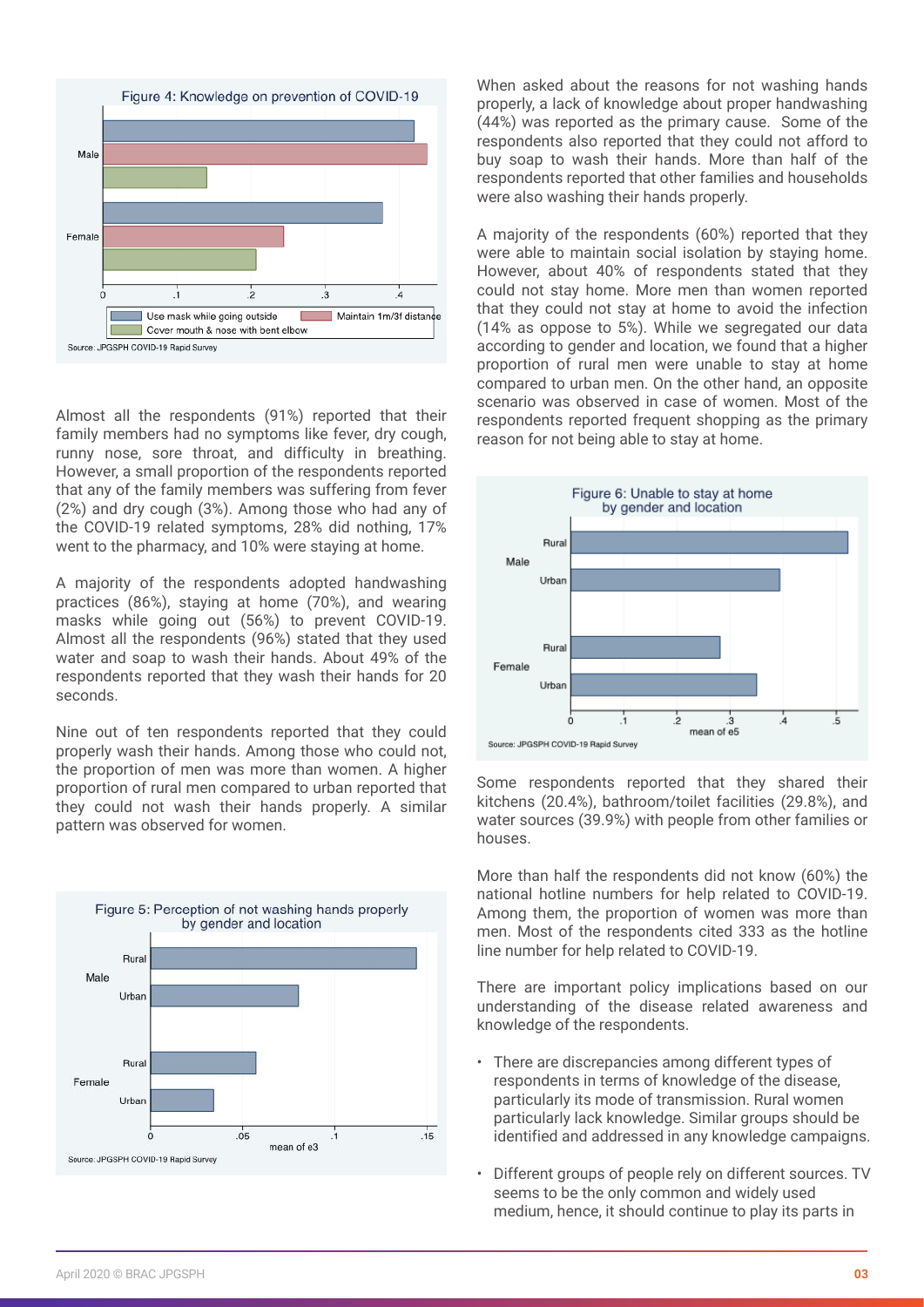Figure 4: Knowledge on prevention of COVID-19

Source: JPGSPH COVID-19 Rapid Survey

Almost all the respondents (91%) reported that their family members had no symptoms like fever, dry cough, runny nose, sore throat, and difficulty in breathing. However, a small proportion of the respondents reported that any of the family members was suffering from fever (2%) and dry cough (3%). Among those who had any of the COVID-19 related symptoms, 28% did nothing, 17% went to the pharmacy, and 10% were staying at home.

A majority of the respondents adopted handwashing practices (86%), staying at home (70%), and wearing masks while going out (56%) to prevent COVID-19. Almost all the respondents (96%) stated that they used water and soap to wash their hands. About 49% of the respondents reported that they wash their hands for 20 seconds.

Nine out of ten respondents reported that they could properly wash their hands. Among those who could not, the proportion of men was more than women. A higher proportion of rural men compared to urban reported that they could not wash their hands properly. A similar pattern was observed for women.

Figure 5: Perception of not washing hands properly by gender and location

Source: JPGSPH COVID-19 Rapid Survey

When asked about the reasons for not washing hands properly, a lack of knowledge about proper handwashing (44%) was reported as the primary cause. Some of the respondents also reported that they could not afford to buy soap to wash their hands. More than half of the respondents reported that other families and households were also washing their hands properly.

A majority of the respondents (60%) reported that they were able to maintain social isolation by staying home. However, about 40% of respondents stated that they could not stay home. More men than women reported that they could not stay at home to avoid the infection (14% as oppose to 5%). While we segregated our data according to gender and location, we found that a higher proportion of rural men were unable to stay at home compared to urban men. On the other hand, an opposite scenario was observed in case of women. Most of the respondents reported frequent shopping as the primary reason for not being able to stay at home.

Figure 6: Unable to stay at home by gender and location

Source: JPGSPH COVID-19 Rapid Survey

Some respondents reported that they shared their kitchens (20.4%), bathroom/toilet facilities (29.8%), and water sources (39.9%) with people from other families or houses.

More than half the respondents did not know (60%) the national hotline numbers for help related to COVID-19. Among them, the proportion of women was more than men. Most of the respondents cited 333 as the hotline line number for help related to COVID-19.

There are important policy implications based on our understanding of the disease related awareness and knowledge of the respondents.

- There are discrepancies among different types of respondents in terms of knowledge of the disease, particularly its mode of transmission. Rural women particularly lack knowledge. Similar groups should be identified and addressed in any knowledge campaigns.
- Different groups of people rely on different sources. TV seems to be the only common and widely used medium, hence, it should continue to play its parts in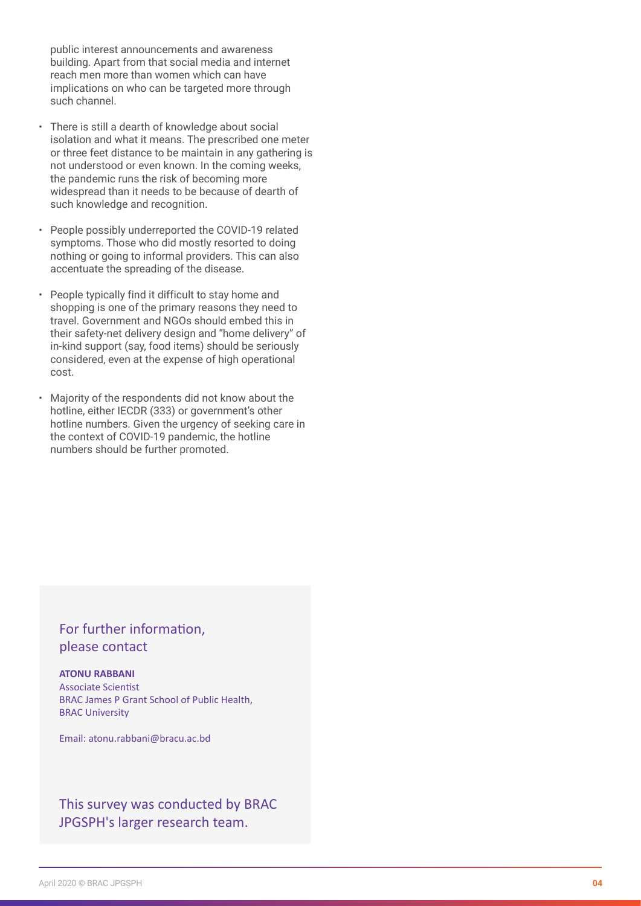public interest announcements and awareness building. Apart from that social media and internet reach men more than women which can have implications on who can be targeted more through such channel.

- There is still a dearth of knowledge about social isolation and what it means. The prescribed one meter or three feet distance to be maintain in any gathering is not understood or even known. In the coming weeks, the pandemic runs the risk of becoming more widespread than it needs to be because of dearth of such knowledge and recognition.
- People possibly underreported the COVID-19 related symptoms. Those who did mostly resorted to doing nothing or going to informal providers. This can also accentuate the spreading of the disease.
- People typically find it difficult to stay home and shopping is one of the primary reasons they need to travel. Government and NGOs should embed this in their safety-net delivery design and "home delivery" of in-kind support (say, food items) should be seriously considered, even at the expense of high operational cost.
- Majority of the respondents did not know about the hotline, either IECDR (333) or government's other hotline numbers. Given the urgency of seeking care in the context of COVID-19 pandemic, the hotline numbers should be further promoted.

## For further information, please contact

**ATONU RABBANI**
Associate Scientist
BRAC James P Grant School of Public Health,
BRAC University

Email: atonu.rabbani@bracu.ac.bd

This survey was conducted by BRAC JPGSPH's larger research team.

April 2020 © BRAC JPGSPH